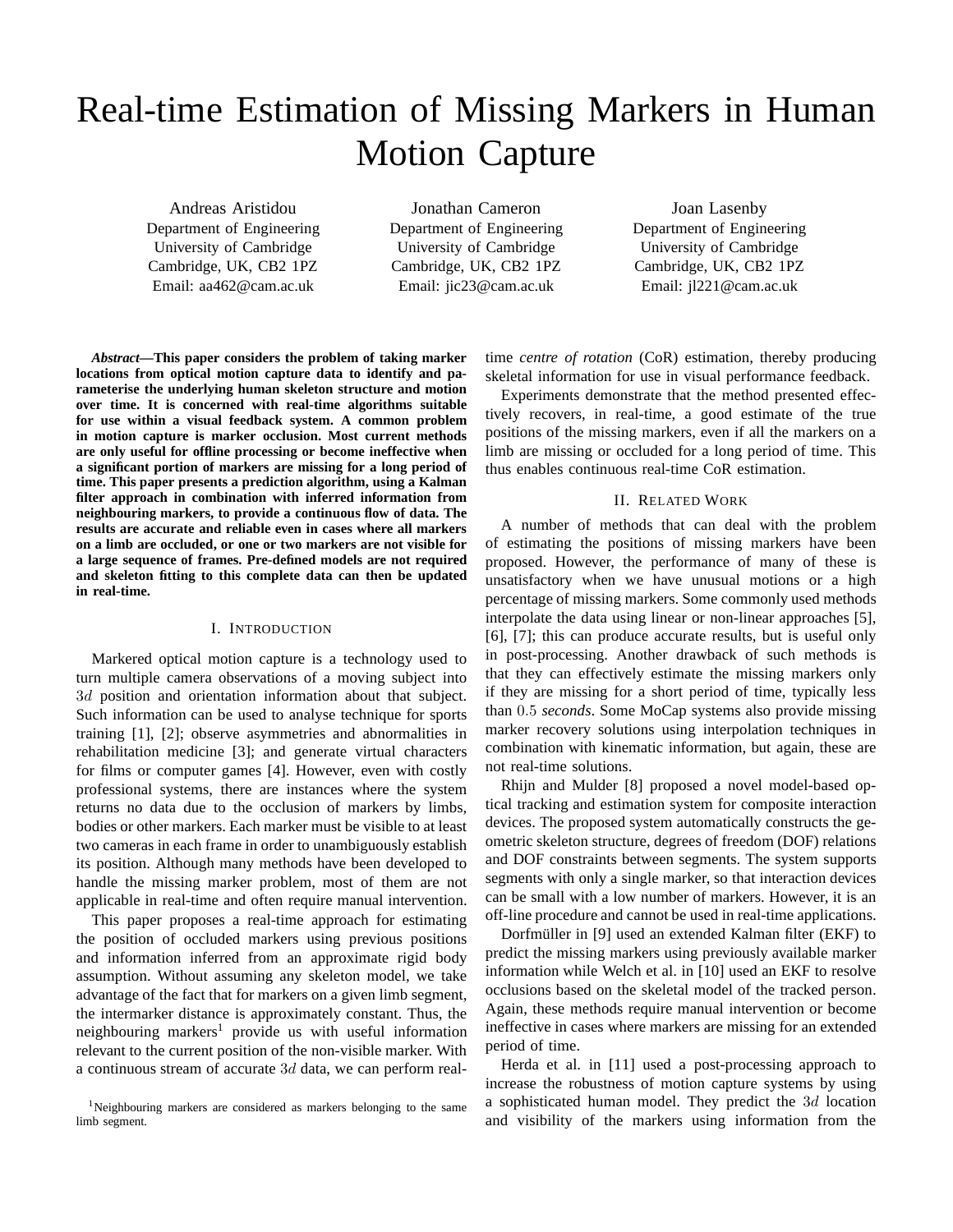# Real-time Estimation of Missing Markers in Human Motion Capture

Andreas Aristidou
Department of Engineering
University of Cambridge
Cambridge, UK, CB2 1PZ
Email: aa462@cam.ac.uk

Jonathan Cameron
Department of Engineering
University of Cambridge
Cambridge, UK, CB2 1PZ
Email: jic23@cam.ac.uk

Joan Lasenby
Department of Engineering
University of Cambridge
Cambridge, UK, CB2 1PZ
Email: jl221@cam.ac.uk

***Abstract*—This paper considers the problem of taking marker locations from optical motion capture data to identify and parameterise the underlying human skeleton structure and motion over time. It is concerned with real-time algorithms suitable for use within a visual feedback system. A common problem in motion capture is marker occlusion. Most current methods are only useful for offline processing or become ineffective when a significant portion of markers are missing for a long period of time. This paper presents a prediction algorithm, using a Kalman filter approach in combination with inferred information from neighbouring markers, to provide a continuous flow of data. The results are accurate and reliable even in cases where all markers on a limb are occluded, or one or two markers are not visible for a large sequence of frames. Pre-defined models are not required and skeleton fitting to this complete data can then be updated in real-time.**

## I. Introduction

Markered optical motion capture is a technology used to turn multiple camera observations of a moving subject into $3d$ position and orientation information about that subject. Such information can be used to analyse technique for sports training [1], [2]; observe asymmetries and abnormalities in rehabilitation medicine [3]; and generate virtual characters for films or computer games [4]. However, even with costly professional systems, there are instances where the system returns no data due to the occlusion of markers by limbs, bodies or other markers. Each marker must be visible to at least two cameras in each frame in order to unambiguously establish its position. Although many methods have been developed to handle the missing marker problem, most of them are not applicable in real-time and often require manual intervention.

This paper proposes a real-time approach for estimating the position of occluded markers using previous positions and information inferred from an approximate rigid body assumption. Without assuming any skeleton model, we take advantage of the fact that for markers on a given limb segment, the intermarker distance is approximately constant. Thus, the neighbouring markers[1] provide us with useful information relevant to the current position of the non-visible marker. With a continuous stream of accurate $3d$ data, we can perform real-time *centre of rotation* (CoR) estimation, thereby producing skeletal information for use in visual performance feedback.

Experiments demonstrate that the method presented effectively recovers, in real-time, a good estimate of the true positions of the missing markers, even if all the markers on a limb are missing or occluded for a long period of time. This thus enables continuous real-time CoR estimation.

[1] Neighbouring markers are considered as markers belonging to the same limb segment.

## II. Related Work

A number of methods that can deal with the problem of estimating the positions of missing markers have been proposed. However, the performance of many of these is unsatisfactory when we have unusual motions or a high percentage of missing markers. Some commonly used methods interpolate the data using linear or non-linear approaches [5], [6], [7]; this can produce accurate results, but is useful only in post-processing. Another drawback of such methods is that they can effectively estimate the missing markers only if they are missing for a short period of time, typically less than $0.5$ *seconds*. Some MoCap systems also provide missing marker recovery solutions using interpolation techniques in combination with kinematic information, but again, these are not real-time solutions.

Rhijn and Mulder [8] proposed a novel model-based optical tracking and estimation system for composite interaction devices. The proposed system automatically constructs the geometric skeleton structure, degrees of freedom (DOF) relations and DOF constraints between segments. The system supports segments with only a single marker, so that interaction devices can be small with a low number of markers. However, it is an off-line procedure and cannot be used in real-time applications.

Dorfmüller in [9] used an extended Kalman filter (EKF) to predict the missing markers using previously available marker information while Welch et al. in [10] used an EKF to resolve occlusions based on the skeletal model of the tracked person. Again, these methods require manual intervention or become ineffective in cases where markers are missing for an extended period of time.

Herda et al. in [11] used a post-processing approach to increase the robustness of motion capture systems by using a sophisticated human model. They predict the $3d$ location and visibility of the markers using information from the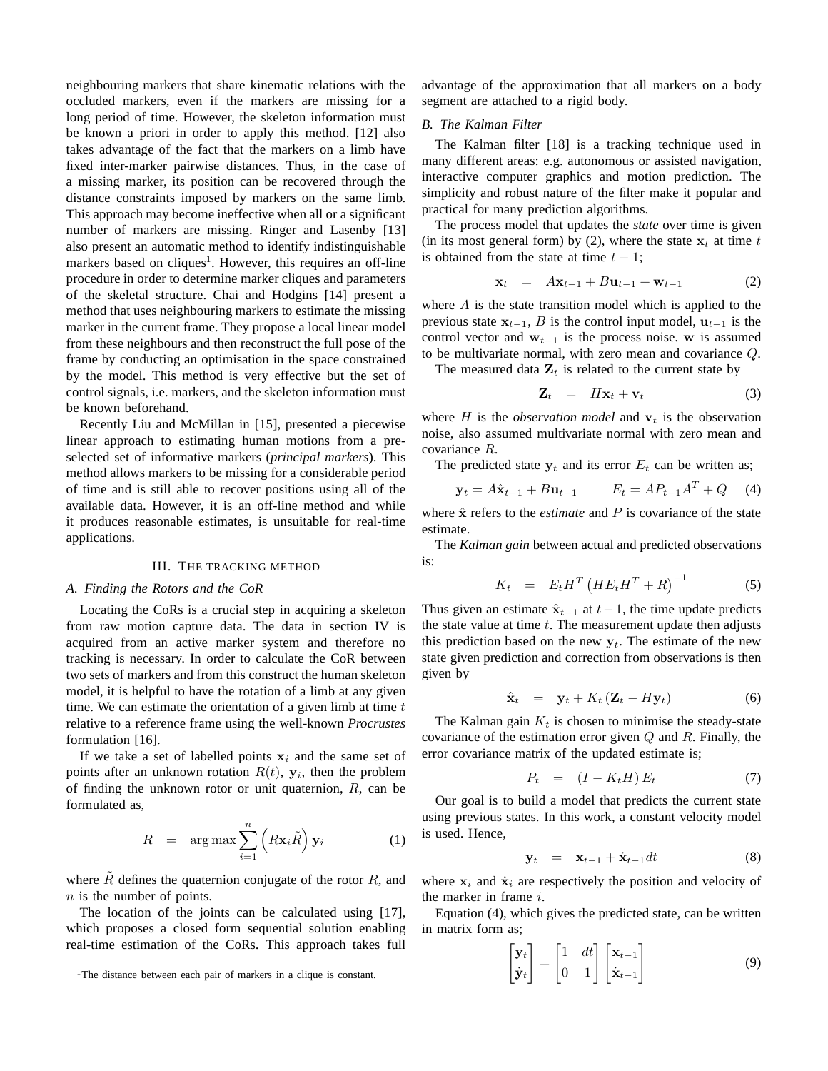neighbouring markers that share kinematic relations with the occluded markers, even if the markers are missing for a long period of time. However, the skeleton information must be known a priori in order to apply this method. [12] also takes advantage of the fact that the markers on a limb have fixed inter-marker pairwise distances. Thus, in the case of a missing marker, its position can be recovered through the distance constraints imposed by markers on the same limb. This approach may become ineffective when all or a significant number of markers are missing. Ringer and Lasenby [13] also present an automatic method to identify indistinguishable markers based on cliques[1]. However, this requires an off-line procedure in order to determine marker cliques and parameters of the skeletal structure. Chai and Hodgins [14] present a method that uses neighbouring markers to estimate the missing marker in the current frame. They propose a local linear model from these neighbours and then reconstruct the full pose of the frame by conducting an optimisation in the space constrained by the model. This method is very effective but the set of control signals, i.e. markers, and the skeleton information must be known beforehand.

Recently Liu and McMillan in [15], presented a piecewise linear approach to estimating human motions from a pre-selected set of informative markers (*principal markers*). This method allows markers to be missing for a considerable period of time and is still able to recover positions using all of the available data. However, it is an off-line method and while it produces reasonable estimates, is unsuitable for real-time applications.

## III. The tracking method

### A. Finding the Rotors and the CoR

Locating the CoRs is a crucial step in acquiring a skeleton from raw motion capture data. The data in section IV is acquired from an active marker system and therefore no tracking is necessary. In order to calculate the CoR between two sets of markers and from this construct the human skeleton model, it is helpful to have the rotation of a limb at any given time. We can estimate the orientation of a given limb at time $t$ relative to a reference frame using the well-known *Procrustes* formulation [16].

If we take a set of labelled points $\mathbf{x}_i$ and the same set of points after an unknown rotation $R(t)$, $\mathbf{y}_i$, then the problem of finding the unknown rotor or unit quaternion, $R$, can be formulated as,

$$R \quad = \quad \arg\max \sum_{i=1}^{n} \left( R \mathbf{x}_i \tilde{R} \right) \mathbf{y}_i \tag{1}$$

where $\tilde{R}$ defines the quaternion conjugate of the rotor $R$, and $n$ is the number of points.

The location of the joints can be calculated using [17], which proposes a closed form sequential solution enabling real-time estimation of the CoRs. This approach takes full advantage of the approximation that all markers on a body segment are attached to a rigid body.

### B. The Kalman Filter

The Kalman filter [18] is a tracking technique used in many different areas: e.g. autonomous or assisted navigation, interactive computer graphics and motion prediction. The simplicity and robust nature of the filter make it popular and practical for many prediction algorithms.

The process model that updates the *state* over time is given (in its most general form) by (2), where the state $\mathbf{x}_t$ at time $t$ is obtained from the state at time $t-1$;

$$\mathbf{x}_t \quad = \quad A\mathbf{x}_{t-1} + B\mathbf{u}_{t-1} + \mathbf{w}_{t-1} \tag{2}$$

where $A$ is the state transition model which is applied to the previous state $\mathbf{x}_{t-1}$, $B$ is the control input model, $\mathbf{u}_{t-1}$ is the control vector and $\mathbf{w}_{t-1}$ is the process noise. $\mathbf{w}$ is assumed to be multivariate normal, with zero mean and covariance $Q$.

The measured data $\mathbf{Z}_t$ is related to the current state by

$$\mathbf{Z}_t \quad = \quad H\mathbf{x}_t + \mathbf{v}_t \tag{3}$$

where $H$ is the *observation model* and $\mathbf{v}_t$ is the observation noise, also assumed multivariate normal with zero mean and covariance $R$.

The predicted state $\mathbf{y}_t$ and its error $E_t$ can be written as;

$$\mathbf{y}_t = A\hat{\mathbf{x}}_{t-1} + B\mathbf{u}_{t-1} \qquad E_t = AP_{t-1}A^T + Q \tag{4}$$

where $\hat{\mathbf{x}}$ refers to the *estimate* and $P$ is covariance of the state estimate.

The *Kalman gain* between actual and predicted observations is:

$$K_t \quad = \quad E_t H^T \left( H E_t H^T + R \right)^{-1} \tag{5}$$

Thus given an estimate $\hat{\mathbf{x}}_{t-1}$ at $t-1$, the time update predicts the state value at time $t$. The measurement update then adjusts this prediction based on the new $\mathbf{y}_t$. The estimate of the new state given prediction and correction from observations is then given by

$$\hat{\mathbf{x}}_t \quad = \quad \mathbf{y}_t + K_t \left( \mathbf{Z}_t - H\mathbf{y}_t \right) \tag{6}$$

The Kalman gain $K_t$ is chosen to minimise the steady-state covariance of the estimation error given $Q$ and $R$. Finally, the error covariance matrix of the updated estimate is;

$$P_t \quad = \quad \left( I - K_t H \right) E_t \tag{7}$$

Our goal is to build a model that predicts the current state using previous states. In this work, a constant velocity model is used. Hence,

$$\mathbf{y}_t \quad = \quad \mathbf{x}_{t-1} + \dot{\mathbf{x}}_{t-1} dt \tag{8}$$

where $\mathbf{x}_i$ and $\dot{\mathbf{x}}_i$ are respectively the position and velocity of the marker in frame $i$.

Equation (4), which gives the predicted state, can be written in matrix form as;

$$\begin{bmatrix} \mathbf{y}_t \\ \dot{\mathbf{y}}_t \end{bmatrix} = \begin{bmatrix} 1 & dt \\ 0 & 1 \end{bmatrix} \begin{bmatrix} \mathbf{x}_{t-1} \\ \dot{\mathbf{x}}_{t-1} \end{bmatrix} \tag{9}$$

[1] The distance between each pair of markers in a clique is constant.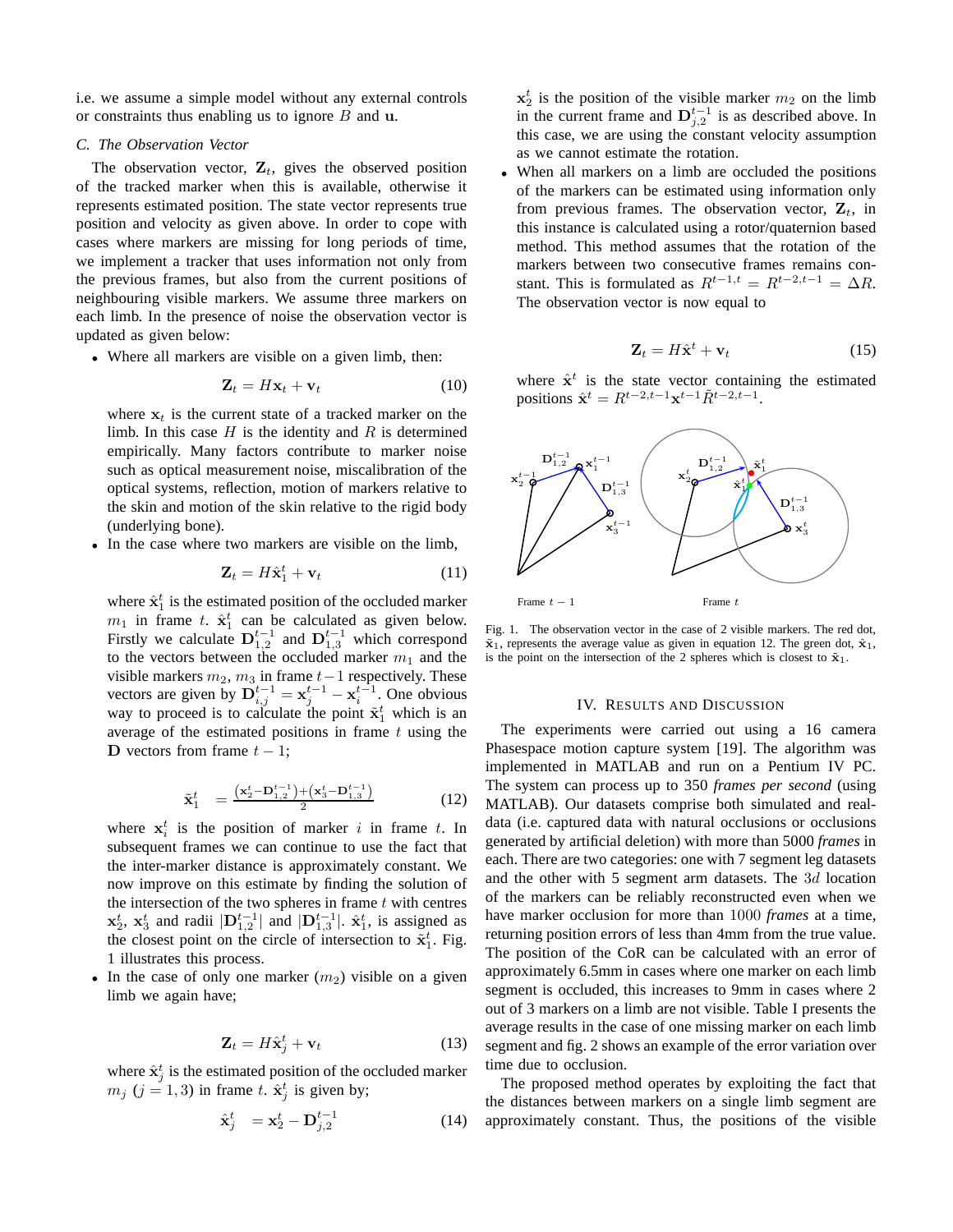i.e. we assume a simple model without any external controls or constraints thus enabling us to ignore $B$ and $\mathbf{u}$.

### C. The Observation Vector

The observation vector, $\mathbf{Z}_t$, gives the observed position of the tracked marker when this is available, otherwise it represents estimated position. The state vector represents true position and velocity as given above. In order to cope with cases where markers are missing for long periods of time, we implement a tracker that uses information not only from the previous frames, but also from the current positions of neighbouring visible markers. We assume three markers on each limb. In the presence of noise the observation vector is updated as given below:

- Where all markers are visible on a given limb, then:

$$\mathbf{Z}_t = H\mathbf{x}_t + \mathbf{v}_t \tag{10}$$

where $\mathbf{x}_t$ is the current state of a tracked marker on the limb. In this case $H$ is the identity and $R$ is determined empirically. Many factors contribute to marker noise such as optical measurement noise, miscalibration of the optical systems, reflection, motion of markers relative to the skin and motion of the skin relative to the rigid body (underlying bone).

- In the case where two markers are visible on the limb,

$$\mathbf{Z}_t = H\hat{\mathbf{x}}_1^t + \mathbf{v}_t \tag{11}$$

where $\hat{\mathbf{x}}_1^t$ is the estimated position of the occluded marker $m_1$ in frame $t$. $\hat{\mathbf{x}}_1^t$ can be calculated as given below. Firstly we calculate $\mathbf{D}_{1,2}^{t-1}$ and $\mathbf{D}_{1,3}^{t-1}$ which correspond to the vectors between the occluded marker $m_1$ and the visible markers $m_2$, $m_3$ in frame $t-1$ respectively. These vectors are given by $\mathbf{D}_{i,j}^{t-1} = \mathbf{x}_j^{t-1} - \mathbf{x}_i^{t-1}$. One obvious way to proceed is to calculate the point $\tilde{\mathbf{x}}_1^t$ which is an average of the estimated positions in frame $t$ using the $\mathbf{D}$ vectors from frame $t-1$;

$$\tilde{\mathbf{x}}_1^t = \frac{(\mathbf{x}_2^t - \mathbf{D}_{1,2}^{t-1}) + (\mathbf{x}_3^t - \mathbf{D}_{1,3}^{t-1})}{2} \tag{12}$$

where $\mathbf{x}_i^t$ is the position of marker $i$ in frame $t$. In subsequent frames we can continue to use the fact that the inter-marker distance is approximately constant. We now improve on this estimate by finding the solution of the intersection of the two spheres in frame $t$ with centres $\mathbf{x}_2^t$, $\mathbf{x}_3^t$ and radii $|\mathbf{D}_{1,2}^{t-1}|$ and $|\mathbf{D}_{1,3}^{t-1}|$. $\hat{\mathbf{x}}_1^t$, is assigned as the closest point on the circle of intersection to $\tilde{\mathbf{x}}_1^t$. Fig. 1 illustrates this process.

- In the case of only one marker ($m_2$) visible on a given limb we again have;

$$\mathbf{Z}_t = H\hat{\mathbf{x}}_j^t + \mathbf{v}_t \tag{13}$$

where $\hat{\mathbf{x}}_j^t$ is the estimated position of the occluded marker $m_j$ ($j = 1, 3$) in frame $t$. $\hat{\mathbf{x}}_j^t$ is given by;

$$\hat{\mathbf{x}}_j^t = \mathbf{x}_2^t - \mathbf{D}_{j,2}^{t-1} \tag{14}$$

$\mathbf{x}_2^t$ is the position of the visible marker $m_2$ on the limb in the current frame and $\mathbf{D}_{j,2}^{t-1}$ is as described above. In this case, we are using the constant velocity assumption as we cannot estimate the rotation.

- When all markers on a limb are occluded the positions of the markers can be estimated using information only from previous frames. The observation vector, $\mathbf{Z}_t$, in this instance is calculated using a rotor/quaternion based method. This method assumes that the rotation of the markers between two consecutive frames remains constant. This is formulated as $R^{t-1,t} = R^{t-2,t-1} = \Delta R$. The observation vector is now equal to

$$\mathbf{Z}_t = H\hat{\mathbf{x}}^t + \mathbf{v}_t \tag{15}$$

where $\hat{\mathbf{x}}^t$ is the state vector containing the estimated positions $\hat{\mathbf{x}}^t = R^{t-2,t-1}\mathbf{x}^{t-1}\tilde{R}^{t-2,t-1}$.

Fig. 1. The observation vector in the case of 2 visible markers. The red dot, $\tilde{\mathbf{x}}_1$, represents the average value as given in equation 12. The green dot, $\hat{\mathbf{x}}_1$, is the point on the intersection of the 2 spheres which is closest to $\tilde{\mathbf{x}}_1$.

## IV. Results and Discussion

The experiments were carried out using a 16 camera Phasespace motion capture system [19]. The algorithm was implemented in MATLAB and run on a Pentium IV PC. The system can process up to 350 *frames per second* (using MATLAB). Our datasets comprise both simulated and real-data (i.e. captured data with natural occlusions or occlusions generated by artificial deletion) with more than 5000 *frames* in each. There are two categories: one with 7 segment leg datasets and the other with 5 segment arm datasets. The $3d$ location of the markers can be reliably reconstructed even when we have marker occlusion for more than 1000 *frames* at a time, returning position errors of less than 4mm from the true value. The position of the CoR can be calculated with an error of approximately 6.5mm in cases where one marker on each limb segment is occluded, this increases to 9mm in cases where 2 out of 3 markers on a limb are not visible. Table I presents the average results in the case of one missing marker on each limb segment and fig. 2 shows an example of the error variation over time due to occlusion.

The proposed method operates by exploiting the fact that the distances between markers on a single limb segment are approximately constant. Thus, the positions of the visible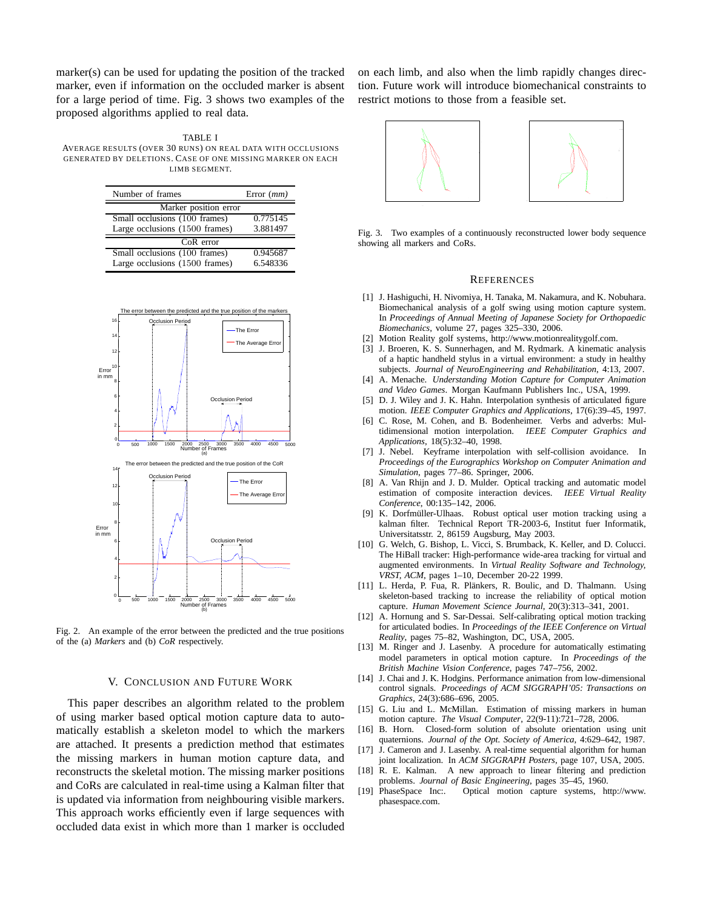marker(s) can be used for updating the position of the tracked marker, even if information on the occluded marker is absent for a large period of time. Fig. 3 shows two examples of the proposed algorithms applied to real data.

TABLE I

AVERAGE RESULTS (OVER 30 RUNS) ON REAL DATA WITH OCCLUSIONS GENERATED BY DELETIONS. CASE OF ONE MISSING MARKER ON EACH LIMB SEGMENT.

| Number of frames | Error (*mm*) |
|---|---|
| Marker position error | |
| Small occlusions (100 frames) | 0.775145 |
| Large occlusions (1500 frames) | 3.881497 |
| CoR error | |
| Small occlusions (100 frames) | 0.945687 |
| Large occlusions (1500 frames) | 6.548336 |

The error between the predicted and the true position of the markers

Occlusion Period

The Error

The Average Error

Error in mm

Occlusion Period

Number of Frames

(a)

The error between the predicted and the true position of the CoR

Occlusion Period

The Error

The Average Error

Error in mm

Occlusion Period

Number of Frames

(b)

Fig. 2. An example of the error between the predicted and the true positions of the (a) *Markers* and (b) *CoR* respectively.

## V. CONCLUSION AND FUTURE WORK

This paper describes an algorithm related to the problem of using marker based optical motion capture data to automatically establish a skeleton model to which the markers are attached. It presents a prediction method that estimates the missing markers in human motion capture data, and reconstructs the skeletal motion. The missing marker positions and CoRs are calculated in real-time using a Kalman filter that is updated via information from neighbouring visible markers. This approach works efficiently even if large sequences with occluded data exist in which more than 1 marker is occluded on each limb, and also when the limb rapidly changes direction. Future work will introduce biomechanical constraints to restrict motions to those from a feasible set.

Fig. 3. Two examples of a continuously reconstructed lower body sequence showing all markers and CoRs.

## REFERENCES

[1] J. Hashiguchi, H. Nivomiya, H. Tanaka, M. Nakamura, and K. Nobuhara. Biomechanical analysis of a golf swing using motion capture system. In *Proceedings of Annual Meeting of Japanese Society for Orthopaedic Biomechanics*, volume 27, pages 325–330, 2006.

[2] Motion Reality golf systems, http://www.motionrealitygolf.com.

[3] J. Broeren, K. S. Sunnerhagen, and M. Rydmark. A kinematic analysis of a haptic handheld stylus in a virtual environment: a study in healthy subjects. *Journal of NeuroEngineering and Rehabilitation*, 4:13, 2007.

[4] A. Menache. *Understanding Motion Capture for Computer Animation and Video Games*. Morgan Kaufmann Publishers Inc., USA, 1999.

[5] D. J. Wiley and J. K. Hahn. Interpolation synthesis of articulated figure motion. *IEEE Computer Graphics and Applications*, 17(6):39–45, 1997.

[6] C. Rose, M. Cohen, and B. Bodenheimer. Verbs and adverbs: Multidimensional motion interpolation. *IEEE Computer Graphics and Applications*, 18(5):32–40, 1998.

[7] J. Nebel. Keyframe interpolation with self-collision avoidance. In *Proceedings of the Eurographics Workshop on Computer Animation and Simulation*, pages 77–86. Springer, 2006.

[8] A. Van Rhijn and J. D. Mulder. Optical tracking and automatic model estimation of composite interaction devices. *IEEE Virtual Reality Conference*, 00:135–142, 2006.

[9] K. Dorfmüller-Ulhaas. Robust optical user motion tracking using a kalman filter. Technical Report TR-2003-6, Institut fuer Informatik, Universitatsstr. 2, 86159 Augsburg, May 2003.

[10] G. Welch, G. Bishop, L. Vicci, S. Brumback, K. Keller, and D. Colucci. The HiBall tracker: High-performance wide-area tracking for virtual and augmented environments. In *Virtual Reality Software and Technology, VRST, ACM*, pages 1–10, December 20-22 1999.

[11] L. Herda, P. Fua, R. Plänkers, R. Boulic, and D. Thalmann. Using skeleton-based tracking to increase the reliability of optical motion capture. *Human Movement Science Journal*, 20(3):313–341, 2001.

[12] A. Hornung and S. Sar-Dessai. Self-calibrating optical motion tracking for articulated bodies. In *Proceedings of the IEEE Conference on Virtual Reality*, pages 75–82, Washington, DC, USA, 2005.

[13] M. Ringer and J. Lasenby. A procedure for automatically estimating model parameters in optical motion capture. In *Proceedings of the British Machine Vision Conference*, pages 747–756, 2002.

[14] J. Chai and J. K. Hodgins. Performance animation from low-dimensional control signals. *Proceedings of ACM SIGGRAPH'05: Transactions on Graphics*, 24(3):686–696, 2005.

[15] G. Liu and L. McMillan. Estimation of missing markers in human motion capture. *The Visual Computer*, 22(9-11):721–728, 2006.

[16] B. Horn. Closed-form solution of absolute orientation using unit quaternions. *Journal of the Opt. Society of America*, 4:629–642, 1987.

[17] J. Cameron and J. Lasenby. A real-time sequential algorithm for human joint localization. In *ACM SIGGRAPH Posters*, page 107, USA, 2005.

[18] R. E. Kalman. A new approach to linear filtering and prediction problems. *Journal of Basic Engineering*, pages 35–45, 1960.

[19] PhaseSpace Inc:. Optical motion capture systems, http://www.phasespace.com.